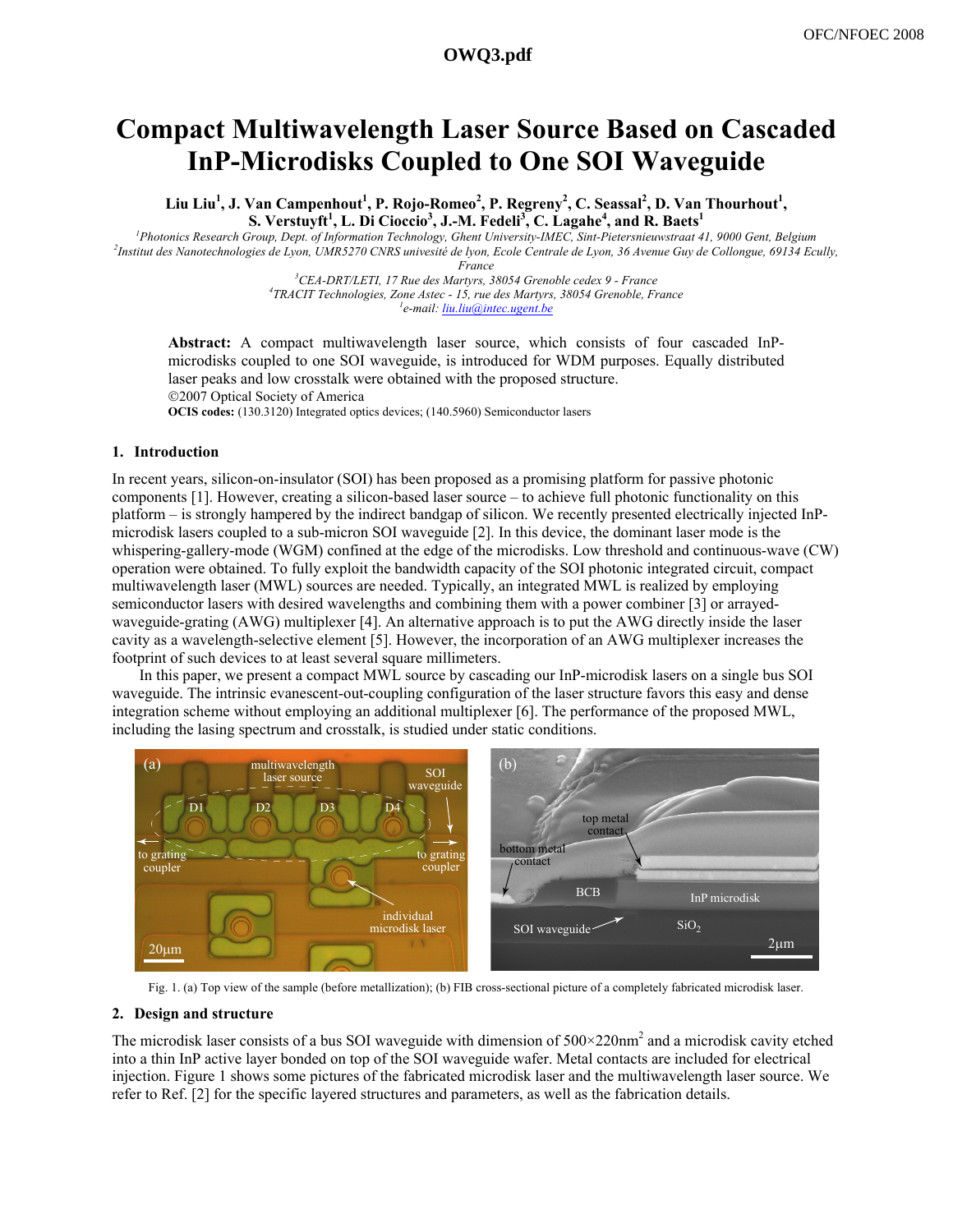# Compact Multiwavelength Laser Source Based on Cascaded InP-Microdisks Coupled to One SOI Waveguide

**Liu Liu[1], J. Van Campenhout[1], P. Rojo-Romeo[2], P. Regreny[2], C. Seassal[2], D. Van Thourhout[1], S. Verstuyft[1], L. Di Cioccio[3], J.-M. Fedeli[3], C. Lagahe[4], and R. Baets[1]**

*[1]Photonics Research Group, Dept. of Information Technology, Ghent University-IMEC, Sint-Pietersnieuwstraat 41, 9000 Gent, Belgium*
*[2]Institut des Nanotechnologies de Lyon, UMR5270 CNRS univesité de lyon, Ecole Centrale de Lyon, 36 Avenue Guy de Collongue, 69134 Ecully, France*
*[3]CEA-DRT/LETI, 17 Rue des Martyrs, 38054 Grenoble cedex 9 - France*
*[4]TRACIT Technologies, Zone Astec - 15, rue des Martyrs, 38054 Grenoble, France*
*[1]e-mail: liu.liu@intec.ugent.be*

**Abstract:** A compact multiwavelength laser source, which consists of four cascaded InP-microdisks coupled to one SOI waveguide, is introduced for WDM purposes. Equally distributed laser peaks and low crosstalk were obtained with the proposed structure.
©2007 Optical Society of America
**OCIS codes:** (130.3120) Integrated optics devices; (140.5960) Semiconductor lasers

## 1. Introduction

In recent years, silicon-on-insulator (SOI) has been proposed as a promising platform for passive photonic components [1]. However, creating a silicon-based laser source – to achieve full photonic functionality on this platform – is strongly hampered by the indirect bandgap of silicon. We recently presented electrically injected InP-microdisk lasers coupled to a sub-micron SOI waveguide [2]. In this device, the dominant laser mode is the whispering-gallery-mode (WGM) confined at the edge of the microdisks. Low threshold and continuous-wave (CW) operation were obtained. To fully exploit the bandwidth capacity of the SOI photonic integrated circuit, compact multiwavelength laser (MWL) sources are needed. Typically, an integrated MWL is realized by employing semiconductor lasers with desired wavelengths and combining them with a power combiner [3] or arrayed-waveguide-grating (AWG) multiplexer [4]. An alternative approach is to put the AWG directly inside the laser cavity as a wavelength-selective element [5]. However, the incorporation of an AWG multiplexer increases the footprint of such devices to at least several square millimeters.

In this paper, we present a compact MWL source by cascading our InP-microdisk lasers on a single bus SOI waveguide. The intrinsic evanescent-out-coupling configuration of the laser structure favors this easy and dense integration scheme without employing an additional multiplexer [6]. The performance of the proposed MWL, including the lasing spectrum and crosstalk, is studied under static conditions.

Fig. 1. (a) Top view of the sample (before metallization); (b) FIB cross-sectional picture of a completely fabricated microdisk laser.

## 2. Design and structure

The microdisk laser consists of a bus SOI waveguide with dimension of $500\times220\text{nm}^2$ and a microdisk cavity etched into a thin InP active layer bonded on top of the SOI waveguide wafer. Metal contacts are included for electrical injection. Figure 1 shows some pictures of the fabricated microdisk laser and the multiwavelength laser source. We refer to Ref. [2] for the specific layered structures and parameters, as well as the fabrication details.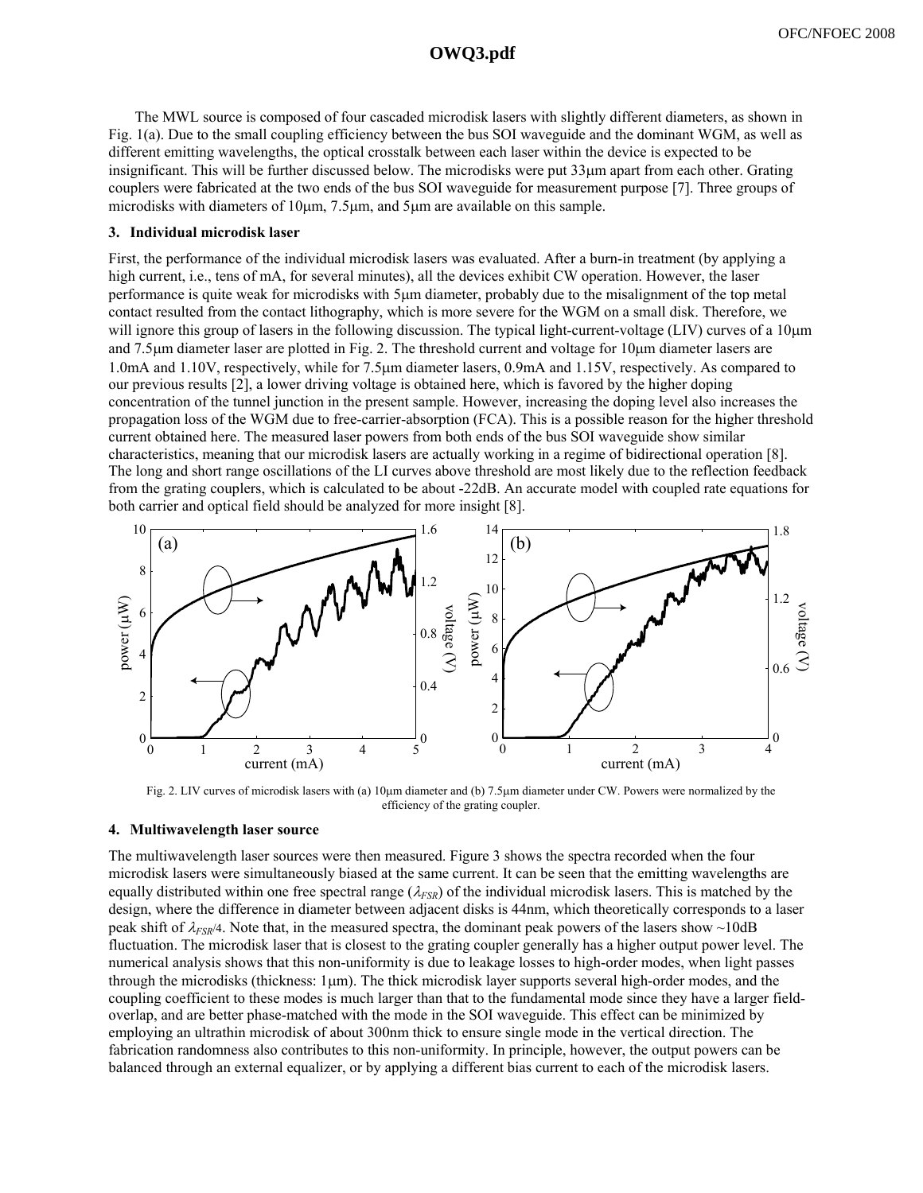The MWL source is composed of four cascaded microdisk lasers with slightly different diameters, as shown in Fig. 1(a). Due to the small coupling efficiency between the bus SOI waveguide and the dominant WGM, as well as different emitting wavelengths, the optical crosstalk between each laser within the device is expected to be insignificant. This will be further discussed below. The microdisks were put 33μm apart from each other. Grating couplers were fabricated at the two ends of the bus SOI waveguide for measurement purpose [7]. Three groups of microdisks with diameters of 10μm, 7.5μm, and 5μm are available on this sample.

## 3. Individual microdisk laser

First, the performance of the individual microdisk lasers was evaluated. After a burn-in treatment (by applying a high current, i.e., tens of mA, for several minutes), all the devices exhibit CW operation. However, the laser performance is quite weak for microdisks with 5μm diameter, probably due to the misalignment of the top metal contact resulted from the contact lithography, which is more severe for the WGM on a small disk. Therefore, we will ignore this group of lasers in the following discussion. The typical light-current-voltage (LIV) curves of a 10μm and 7.5μm diameter laser are plotted in Fig. 2. The threshold current and voltage for 10μm diameter lasers are 1.0mA and 1.10V, respectively, while for 7.5μm diameter lasers, 0.9mA and 1.15V, respectively. As compared to our previous results [2], a lower driving voltage is obtained here, which is favored by the higher doping concentration of the tunnel junction in the present sample. However, increasing the doping level also increases the propagation loss of the WGM due to free-carrier-absorption (FCA). This is a possible reason for the higher threshold current obtained here. The measured laser powers from both ends of the bus SOI waveguide show similar characteristics, meaning that our microdisk lasers are actually working in a regime of bidirectional operation [8]. The long and short range oscillations of the LI curves above threshold are most likely due to the reflection feedback from the grating couplers, which is calculated to be about -22dB. An accurate model with coupled rate equations for both carrier and optical field should be analyzed for more insight [8].

Fig. 2. LIV curves of microdisk lasers with (a) 10μm diameter and (b) 7.5μm diameter under CW. Powers were normalized by the efficiency of the grating coupler.

## 4. Multiwavelength laser source

The multiwavelength laser sources were then measured. Figure 3 shows the spectra recorded when the four microdisk lasers were simultaneously biased at the same current. It can be seen that the emitting wavelengths are equally distributed within one free spectral range ($\lambda_{FSR}$) of the individual microdisk lasers. This is matched by the design, where the difference in diameter between adjacent disks is 44nm, which theoretically corresponds to a laser peak shift of $\lambda_{FSR}/4$. Note that, in the measured spectra, the dominant peak powers of the lasers show ~10dB fluctuation. The microdisk laser that is closest to the grating coupler generally has a higher output power level. The numerical analysis shows that this non-uniformity is due to leakage losses to high-order modes, when light passes through the microdisks (thickness: 1μm). The thick microdisk layer supports several high-order modes, and the coupling coefficient to these modes is much larger than that to the fundamental mode since they have a larger field-overlap, and are better phase-matched with the mode in the SOI waveguide. This effect can be minimized by employing an ultrathin microdisk of about 300nm thick to ensure single mode in the vertical direction. The fabrication randomness also contributes to this non-uniformity. In principle, however, the output powers can be balanced through an external equalizer, or by applying a different bias current to each of the microdisk lasers.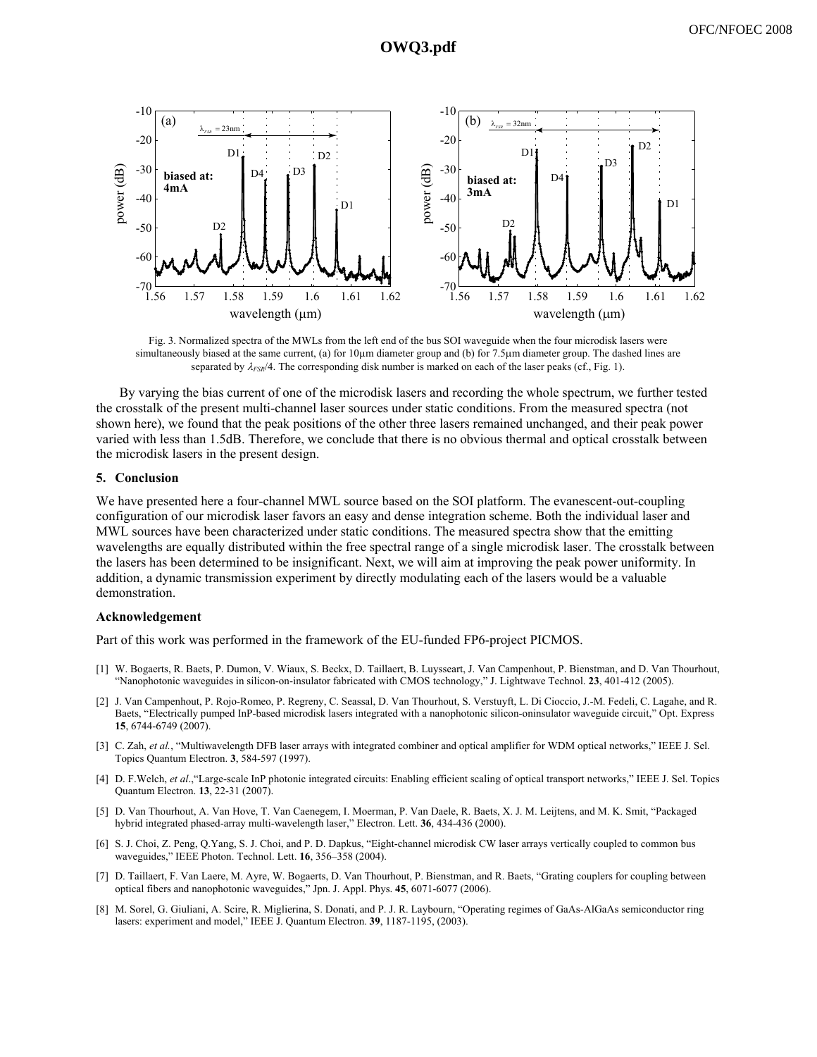(a)

$\lambda_{FSR} = 23$nm

D1 D2 D4 D3 D2 D1

biased at: 4mA

power (dB)

-10 -20 -30 -40 -50 -60 -70

1.56 1.57 1.58 1.59 1.6 1.61 1.62

wavelength (μm)

(b)

$\lambda_{FSR} = 32$nm

D1 D2 D3 D4 D2 D1

biased at: 3mA

power (dB)

-10 -20 -30 -40 -50 -60 -70

1.56 1.57 1.58 1.59 1.6 1.61 1.62

wavelength (μm)

Fig. 3. Normalized spectra of the MWLs from the left end of the bus SOI waveguide when the four microdisk lasers were simultaneously biased at the same current, (a) for 10μm diameter group and (b) for 7.5μm diameter group. The dashed lines are separated by $\lambda_{FSR}/4$. The corresponding disk number is marked on each of the laser peaks (cf., Fig. 1).

By varying the bias current of one of the microdisk lasers and recording the whole spectrum, we further tested the crosstalk of the present multi-channel laser sources under static conditions. From the measured spectra (not shown here), we found that the peak positions of the other three lasers remained unchanged, and their peak power varied with less than 1.5dB. Therefore, we conclude that there is no obvious thermal and optical crosstalk between the microdisk lasers in the present design.

## 5. Conclusion

We have presented here a four-channel MWL source based on the SOI platform. The evanescent-out-coupling configuration of our microdisk laser favors an easy and dense integration scheme. Both the individual laser and MWL sources have been characterized under static conditions. The measured spectra show that the emitting wavelengths are equally distributed within the free spectral range of a single microdisk laser. The crosstalk between the lasers has been determined to be insignificant. Next, we will aim at improving the peak power uniformity. In addition, a dynamic transmission experiment by directly modulating each of the lasers would be a valuable demonstration.

## Acknowledgement

Part of this work was performed in the framework of the EU-funded FP6-project PICMOS.

[1] W. Bogaerts, R. Baets, P. Dumon, V. Wiaux, S. Beckx, D. Taillaert, B. Luyssaert, J. Van Campenhout, P. Bienstman, and D. Van Thourhout, "Nanophotonic waveguides in silicon-on-insulator fabricated with CMOS technology," J. Lightwave Technol. **23**, 401-412 (2005).

[2] J. Van Campenhout, P. Rojo-Romeo, P. Regreny, C. Seassal, D. Van Thourhout, S. Verstuyft, L. Di Cioccio, J.-M. Fedeli, C. Lagahe, and R. Baets, "Electrically pumped InP-based microdisk lasers integrated with a nanophotonic silicon-oninsulator waveguide circuit," Opt. Express **15**, 6744-6749 (2007).

[3] C. Zah, *et al.*, "Multiwavelength DFB laser arrays with integrated combiner and optical amplifier for WDM optical networks," IEEE J. Sel. Topics Quantum Electron. **3**, 584-597 (1997).

[4] D. F.Welch, *et al*.,"Large-scale InP photonic integrated circuits: Enabling efficient scaling of optical transport networks," IEEE J. Sel. Topics Quantum Electron. **13**, 22-31 (2007).

[5] D. Van Thourhout, A. Van Hove, T. Van Caenegem, I. Moerman, P. Van Daele, R. Baets, X. J. M. Leijtens, and M. K. Smit, "Packaged hybrid integrated phased-array multi-wavelength laser," Electron. Lett. **36**, 434-436 (2000).

[6] S. J. Choi, Z. Peng, Q.Yang, S. J. Choi, and P. D. Dapkus, "Eight-channel microdisk CW laser arrays vertically coupled to common bus waveguides," IEEE Photon. Technol. Lett. **16**, 356–358 (2004).

[7] D. Taillaert, F. Van Laere, M. Ayre, W. Bogaerts, D. Van Thourhout, P. Bienstman, and R. Baets, "Grating couplers for coupling between optical fibers and nanophotonic waveguides," Jpn. J. Appl. Phys. **45**, 6071-6077 (2006).

[8] M. Sorel, G. Giuliani, A. Scire, R. Miglierina, S. Donati, and P. J. R. Laybourn, "Operating regimes of GaAs-AlGaAs semiconductor ring lasers: experiment and model," IEEE J. Quantum Electron. **39**, 1187-1195, (2003).